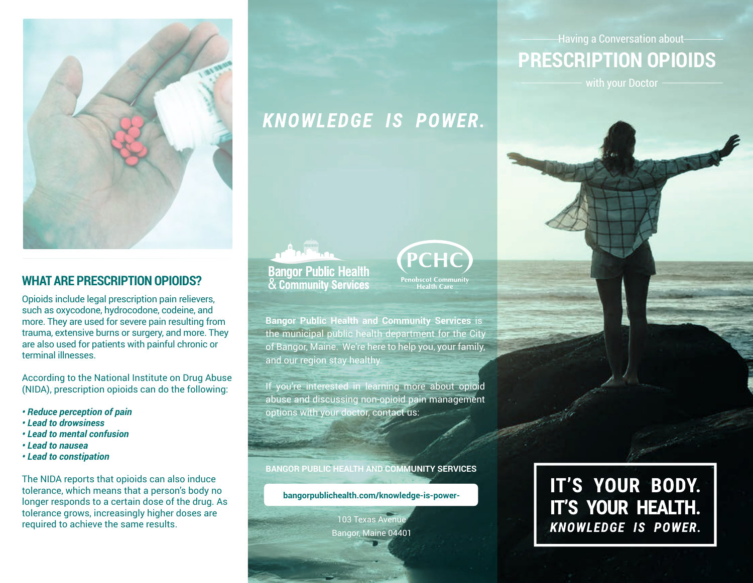## WHAT ARE PRESCRIPTION OPIOIDS?

Opioids include legal prescription pain relievers, such as oxycodone, hydrocodone, codeine, and more. They are used for severe pain resulting from trauma, extensive burns or surgery, and more. They are also used for patients with painful chronic or terminal illnesses.

According to the National Institute on Drug Abuse (NIDA), prescription opioids can do the following:

- ***Reduce perception of pain***
- ***Lead to drowsiness***
- ***Lead to mental confusion***
- ***Lead to nausea***
- ***Lead to constipation***

The NIDA reports that opioids can also induce tolerance, which means that a person's body no longer responds to a certain dose of the drug. As tolerance grows, increasingly higher doses are required to achieve the same results.

# KNOWLEDGE IS POWER.

Bangor Public Health & Community Services

PCHC Penobscot Community Health Care

**Bangor Public Health and Community Services** is the municipal public health department for the City of Bangor, Maine. We're here to help you, your family, and our region stay healthy.

If you're interested in learning more about opioid abuse and discussing non-opioid pain management options with your doctor, contact us:

**BANGOR PUBLIC HEALTH AND COMMUNITY SERVICES**

**bangorpublichealth.com/knowledge-is-power-**

103 Texas Avenue
Bangor, Maine 04401

Having a Conversation about

# PRESCRIPTION OPIOIDS

with your Doctor

**IT'S YOUR BODY.**
**IT'S YOUR HEALTH.**
***KNOWLEDGE IS POWER.***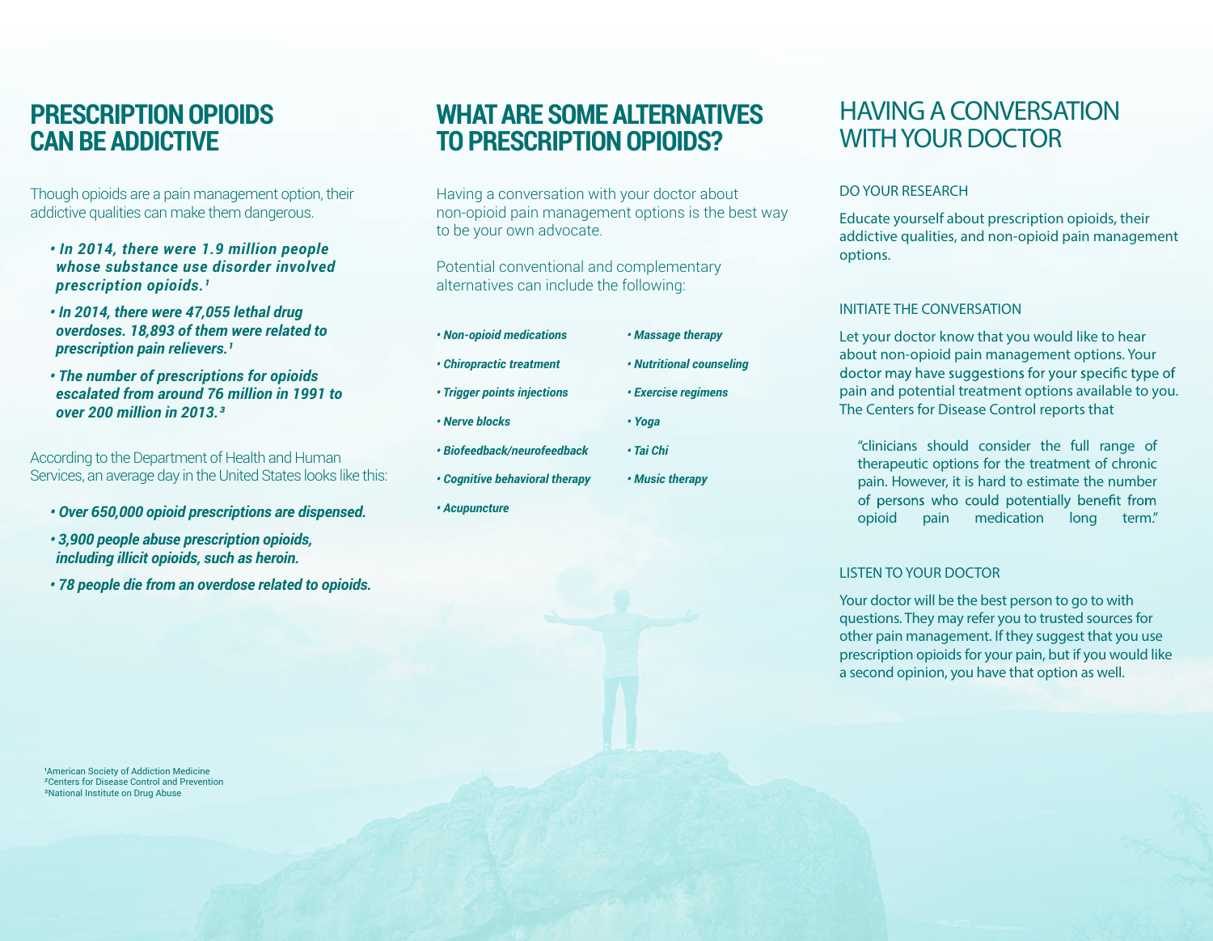## PRESCRIPTION OPIOIDS CAN BE ADDICTIVE

Though opioids are a pain management option, their addictive qualities can make them dangerous.

- ***In 2014, there were 1.9 million people whose substance use disorder involved prescription opioids.[1]***
- ***In 2014, there were 47,055 lethal drug overdoses. 18,893 of them were related to prescription pain relievers.[1]***
- ***The number of prescriptions for opioids escalated from around 76 million in 1991 to over 200 million in 2013.[3]***

According to the Department of Health and Human Services, an average day in the United States looks like this:

- ***Over 650,000 opioid prescriptions are dispensed.***
- ***3,900 people abuse prescription opioids, including illicit opioids, such as heroin.***
- ***78 people die from an overdose related to opioids.***

[1]American Society of Addiction Medicine
[2]Centers for Disease Control and Prevention
[3]National Institute on Drug Abuse

## WHAT ARE SOME ALTERNATIVES TO PRESCRIPTION OPIOIDS?

Having a conversation with your doctor about non-opioid pain management options is the best way to be your own advocate.

Potential conventional and complementary alternatives can include the following:

- ***Non-opioid medications***
- ***Chiropractic treatment***
- ***Trigger points injections***
- ***Nerve blocks***
- ***Biofeedback/neurofeedback***
- ***Cognitive behavioral therapy***
- ***Acupuncture***
- ***Massage therapy***
- ***Nutritional counseling***
- ***Exercise regimens***
- ***Yoga***
- ***Tai Chi***
- ***Music therapy***

## HAVING A CONVERSATION WITH YOUR DOCTOR

### DO YOUR RESEARCH

Educate yourself about prescription opioids, their addictive qualities, and non-opioid pain management options.

### INITIATE THE CONVERSATION

Let your doctor know that you would like to hear about non-opioid pain management options. Your doctor may have suggestions for your specific type of pain and potential treatment options available to you. The Centers for Disease Control reports that

> "clinicians should consider the full range of therapeutic options for the treatment of chronic pain. However, it is hard to estimate the number of persons who could potentially benefit from opioid pain medication long term."

### LISTEN TO YOUR DOCTOR

Your doctor will be the best person to go to with questions. They may refer you to trusted sources for other pain management. If they suggest that you use prescription opioids for your pain, but if you would like a second opinion, you have that option as well.